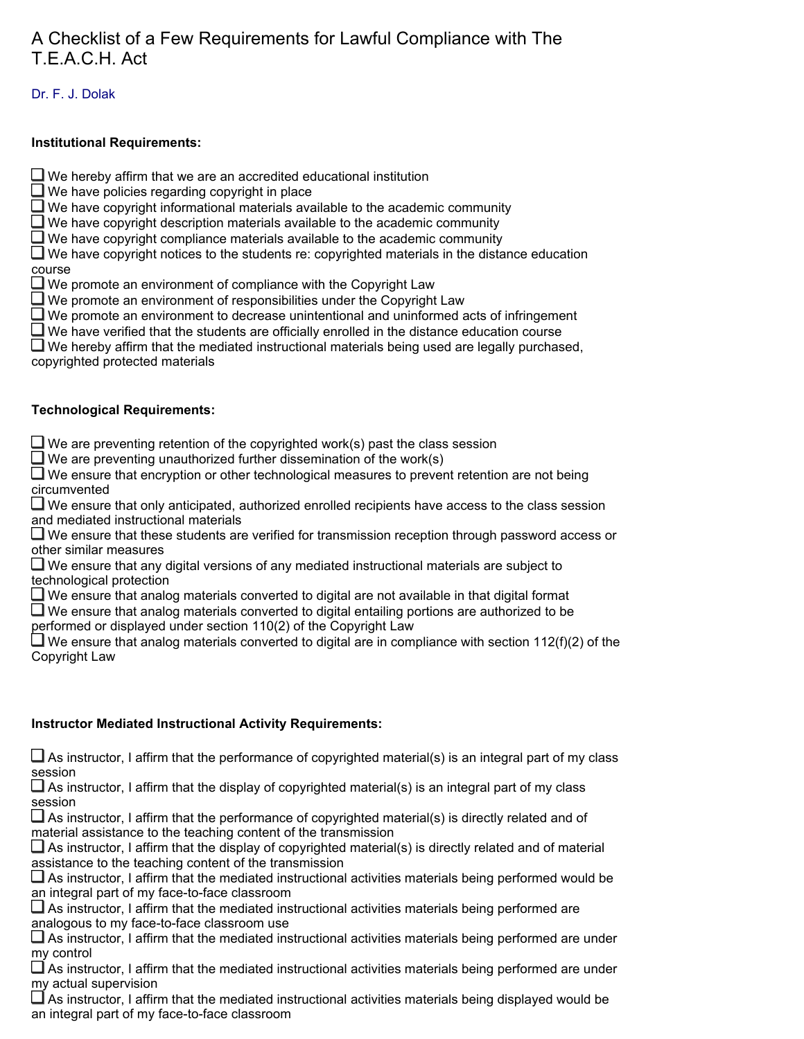# A Checklist of a Few Requirements for Lawful Compliance with The T.E.A.C.H. Act

Dr. F. J. Dolak

**Institutional Requirements:**

- [ ] We hereby affirm that we are an accredited educational institution
- [ ] We have policies regarding copyright in place
- [ ] We have copyright informational materials available to the academic community
- [ ] We have copyright description materials available to the academic community
- [ ] We have copyright compliance materials available to the academic community
- [ ] We have copyright notices to the students re: copyrighted materials in the distance education course
- [ ] We promote an environment of compliance with the Copyright Law
- [ ] We promote an environment of responsibilities under the Copyright Law
- [ ] We promote an environment to decrease unintentional and uninformed acts of infringement
- [ ] We have verified that the students are officially enrolled in the distance education course
- [ ] We hereby affirm that the mediated instructional materials being used are legally purchased, copyrighted protected materials

**Technological Requirements:**

- [ ] We are preventing retention of the copyrighted work(s) past the class session
- [ ] We are preventing unauthorized further dissemination of the work(s)
- [ ] We ensure that encryption or other technological measures to prevent retention are not being circumvented
- [ ] We ensure that only anticipated, authorized enrolled recipients have access to the class session and mediated instructional materials
- [ ] We ensure that these students are verified for transmission reception through password access or other similar measures
- [ ] We ensure that any digital versions of any mediated instructional materials are subject to technological protection
- [ ] We ensure that analog materials converted to digital are not available in that digital format
- [ ] We ensure that analog materials converted to digital entailing portions are authorized to be performed or displayed under section 110(2) of the Copyright Law
- [ ] We ensure that analog materials converted to digital are in compliance with section 112(f)(2) of the Copyright Law

**Instructor Mediated Instructional Activity Requirements:**

- [ ] As instructor, I affirm that the performance of copyrighted material(s) is an integral part of my class session
- [ ] As instructor, I affirm that the display of copyrighted material(s) is an integral part of my class session
- [ ] As instructor, I affirm that the performance of copyrighted material(s) is directly related and of material assistance to the teaching content of the transmission
- [ ] As instructor, I affirm that the display of copyrighted material(s) is directly related and of material assistance to the teaching content of the transmission
- [ ] As instructor, I affirm that the mediated instructional activities materials being performed would be an integral part of my face-to-face classroom
- [ ] As instructor, I affirm that the mediated instructional activities materials being performed are analogous to my face-to-face classroom use
- [ ] As instructor, I affirm that the mediated instructional activities materials being performed are under my control
- [ ] As instructor, I affirm that the mediated instructional activities materials being performed are under my actual supervision
- [ ] As instructor, I affirm that the mediated instructional activities materials being displayed would be an integral part of my face-to-face classroom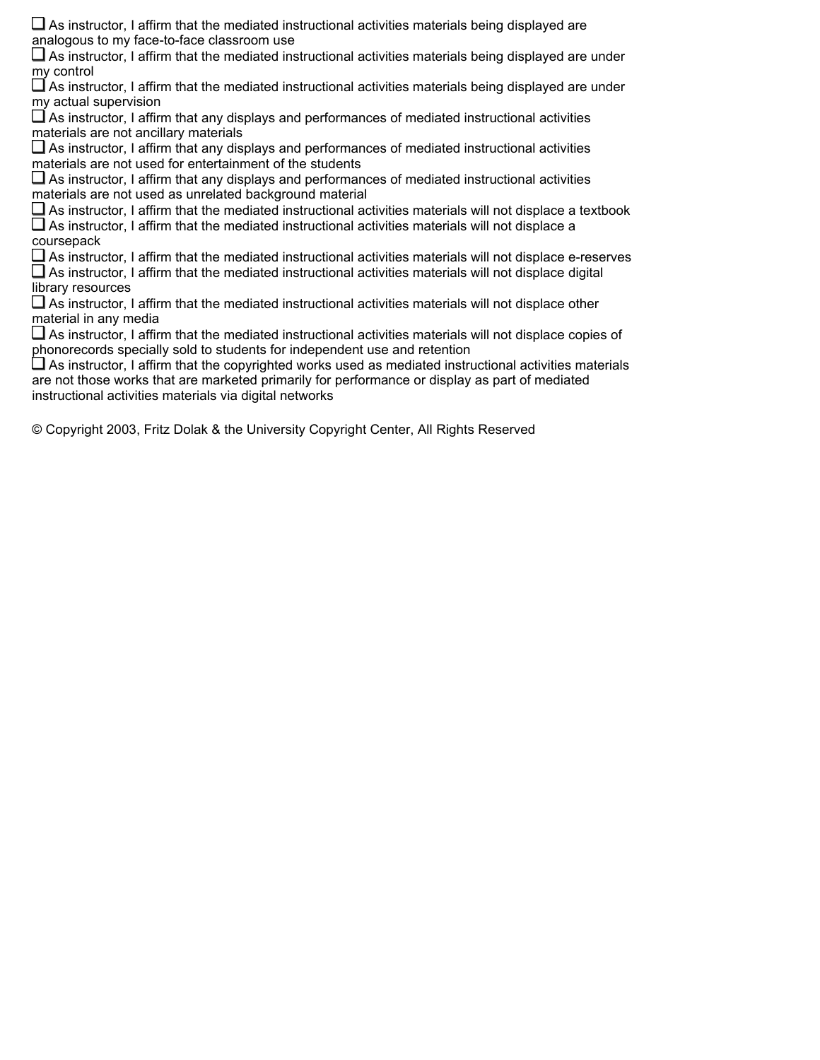- [ ] As instructor, I affirm that the mediated instructional activities materials being displayed are analogous to my face-to-face classroom use
- [ ] As instructor, I affirm that the mediated instructional activities materials being displayed are under my control
- [ ] As instructor, I affirm that the mediated instructional activities materials being displayed are under my actual supervision
- [ ] As instructor, I affirm that any displays and performances of mediated instructional activities materials are not ancillary materials
- [ ] As instructor, I affirm that any displays and performances of mediated instructional activities materials are not used for entertainment of the students
- [ ] As instructor, I affirm that any displays and performances of mediated instructional activities materials are not used as unrelated background material
- [ ] As instructor, I affirm that the mediated instructional activities materials will not displace a textbook
- [ ] As instructor, I affirm that the mediated instructional activities materials will not displace a coursepack
- [ ] As instructor, I affirm that the mediated instructional activities materials will not displace e-reserves
- [ ] As instructor, I affirm that the mediated instructional activities materials will not displace digital library resources
- [ ] As instructor, I affirm that the mediated instructional activities materials will not displace other material in any media
- [ ] As instructor, I affirm that the mediated instructional activities materials will not displace copies of phonorecords specially sold to students for independent use and retention
- [ ] As instructor, I affirm that the copyrighted works used as mediated instructional activities materials are not those works that are marketed primarily for performance or display as part of mediated instructional activities materials via digital networks

© Copyright 2003, Fritz Dolak & the University Copyright Center, All Rights Reserved